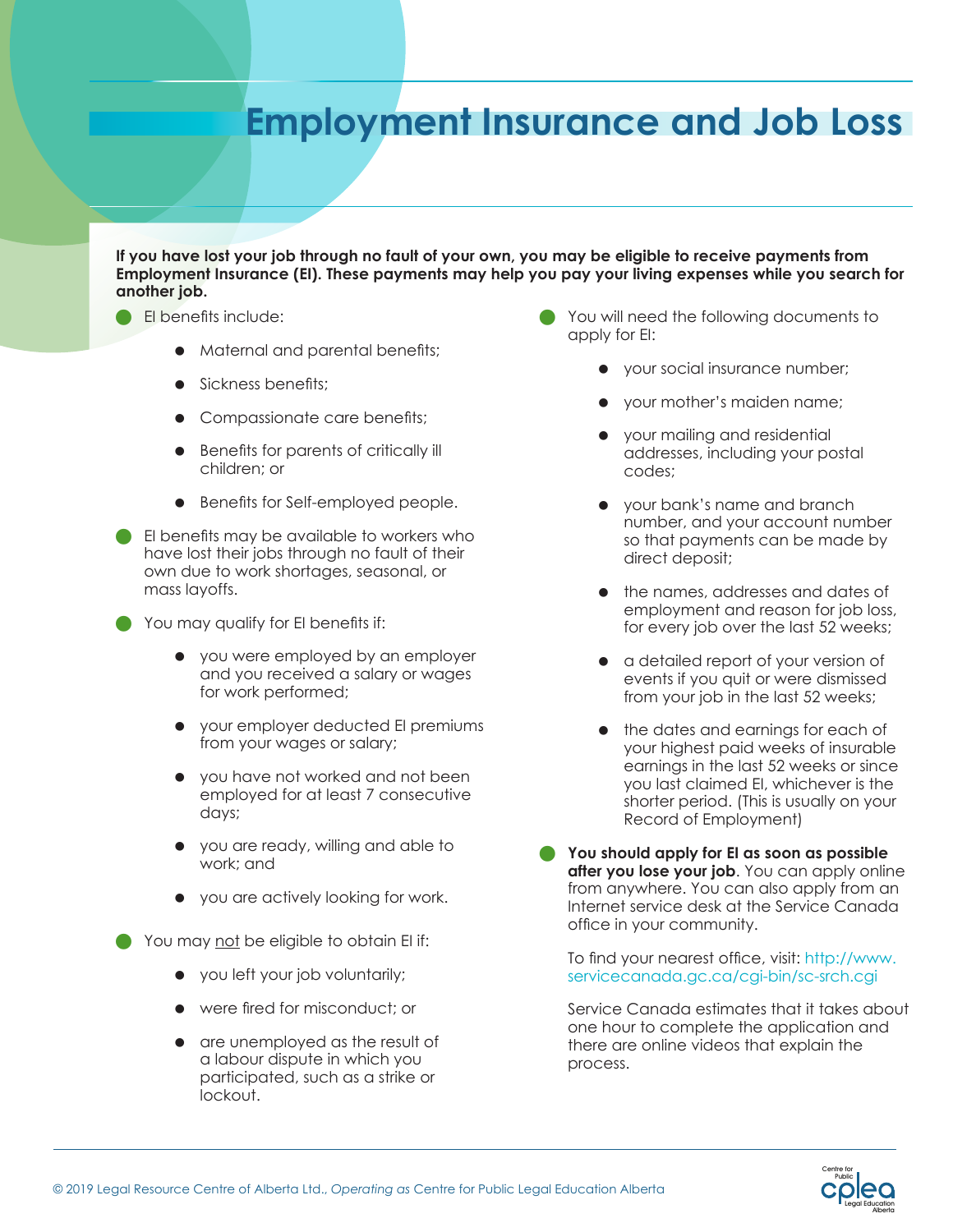# Employment Insurance and Job Loss

**If you have lost your job through no fault of your own, you may be eligible to receive payments from Employment Insurance (EI). These payments may help you pay your living expenses while you search for another job.**

- EI benefits include:
  - Maternal and parental benefits;
  - Sickness benefits;
  - Compassionate care benefits;
  - Benefits for parents of critically ill children; or
  - Benefits for Self-employed people.
- EI benefits may be available to workers who have lost their jobs through no fault of their own due to work shortages, seasonal, or mass layoffs.
- You may qualify for EI benefits if:
  - you were employed by an employer and you received a salary or wages for work performed;
  - your employer deducted EI premiums from your wages or salary;
  - you have not worked and not been employed for at least 7 consecutive days;
  - you are ready, willing and able to work; and
  - you are actively looking for work.
- You may not be eligible to obtain EI if:
  - you left your job voluntarily;
  - were fired for misconduct; or
  - are unemployed as the result of a labour dispute in which you participated, such as a strike or lockout.
- You will need the following documents to apply for EI:
  - your social insurance number;
  - your mother's maiden name;
  - your mailing and residential addresses, including your postal codes;
  - your bank's name and branch number, and your account number so that payments can be made by direct deposit;
  - the names, addresses and dates of employment and reason for job loss, for every job over the last 52 weeks;
  - a detailed report of your version of events if you quit or were dismissed from your job in the last 52 weeks;
  - the dates and earnings for each of your highest paid weeks of insurable earnings in the last 52 weeks or since you last claimed EI, whichever is the shorter period. (This is usually on your Record of Employment)
- **You should apply for EI as soon as possible after you lose your job**. You can apply online from anywhere. You can also apply from an Internet service desk at the Service Canada office in your community.

  To find your nearest office, visit: http://www.servicecanada.gc.ca/cgi-bin/sc-srch.cgi

  Service Canada estimates that it takes about one hour to complete the application and there are online videos that explain the process.

© 2019 Legal Resource Centre of Alberta Ltd., *Operating as* Centre for Public Legal Education Alberta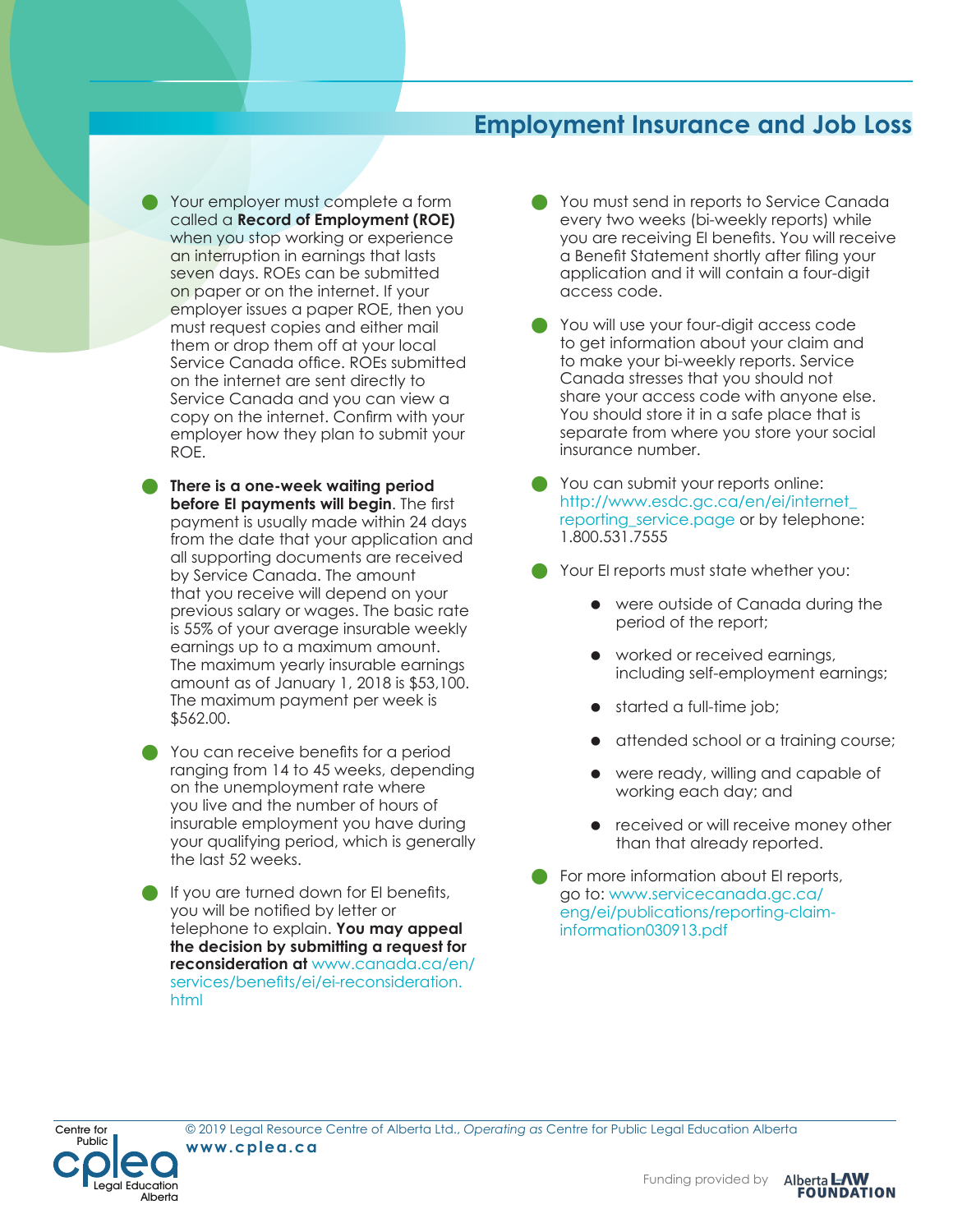## Employment Insurance and Job Loss

- Your employer must complete a form called a **Record of Employment (ROE)** when you stop working or experience an interruption in earnings that lasts seven days. ROEs can be submitted on paper or on the internet. If your employer issues a paper ROE, then you must request copies and either mail them or drop them off at your local Service Canada office. ROEs submitted on the internet are sent directly to Service Canada and you can view a copy on the internet. Confirm with your employer how they plan to submit your ROE.
- **There is a one-week waiting period before EI payments will begin**. The first payment is usually made within 24 days from the date that your application and all supporting documents are received by Service Canada. The amount that you receive will depend on your previous salary or wages. The basic rate is 55% of your average insurable weekly earnings up to a maximum amount. The maximum yearly insurable earnings amount as of January 1, 2018 is $53,100. The maximum payment per week is $562.00.
- You can receive benefits for a period ranging from 14 to 45 weeks, depending on the unemployment rate where you live and the number of hours of insurable employment you have during your qualifying period, which is generally the last 52 weeks.
- If you are turned down for EI benefits, you will be notified by letter or telephone to explain. **You may appeal the decision by submitting a request for reconsideration at** www.canada.ca/en/services/benefits/ei/ei-reconsideration.html
- You must send in reports to Service Canada every two weeks (bi-weekly reports) while you are receiving EI benefits. You will receive a Benefit Statement shortly after filing your application and it will contain a four-digit access code.
- You will use your four-digit access code to get information about your claim and to make your bi-weekly reports. Service Canada stresses that you should not share your access code with anyone else. You should store it in a safe place that is separate from where you store your social insurance number.
- You can submit your reports online: http://www.esdc.gc.ca/en/ei/internet_reporting_service.page or by telephone: 1.800.531.7555
- Your EI reports must state whether you:
  - were outside of Canada during the period of the report;
  - worked or received earnings, including self-employment earnings;
  - started a full-time job;
  - attended school or a training course;
  - were ready, willing and capable of working each day; and
  - received or will receive money other than that already reported.
- For more information about EI reports, go to: www.servicecanada.gc.ca/eng/ei/publications/reporting-claim-information030913.pdf

© 2019 Legal Resource Centre of Alberta Ltd., *Operating as* Centre for Public Legal Education Alberta
www.cplea.ca

Funding provided by Alberta Law Foundation